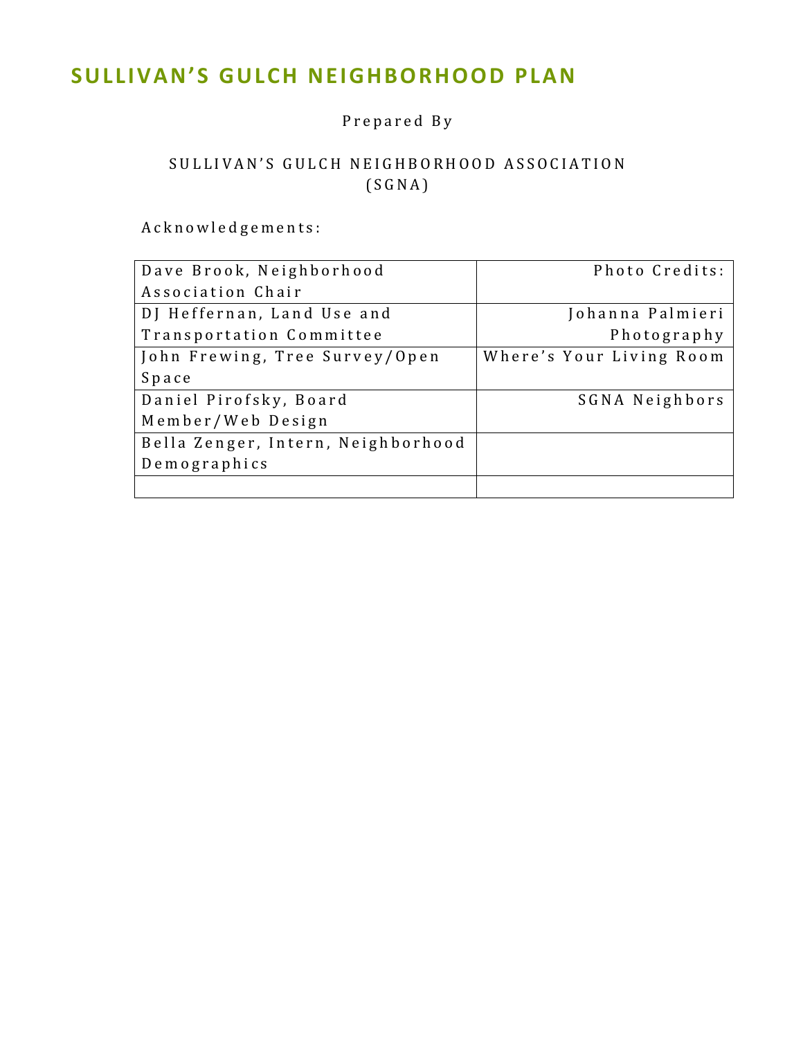# SULLIVAN'S GULCH NEIGHBORHOOD PLAN

Prepared By

SULLIVAN'S GULCH NEIGHBORHOOD ASSOCIATION (SGNA)

Acknowledgements:

| Dave Brook, Neighborhood Association Chair | Photo Credits: |
|---|---|
| DJ Heffernan, Land Use and Transportation Committee | Johanna Palmieri Photography |
| John Frewing, Tree Survey/Open Space | Where's Your Living Room |
| Daniel Pirofsky, Board Member/Web Design | SGNA Neighbors |
| Bella Zenger, Intern, Neighborhood Demographics | |
| | |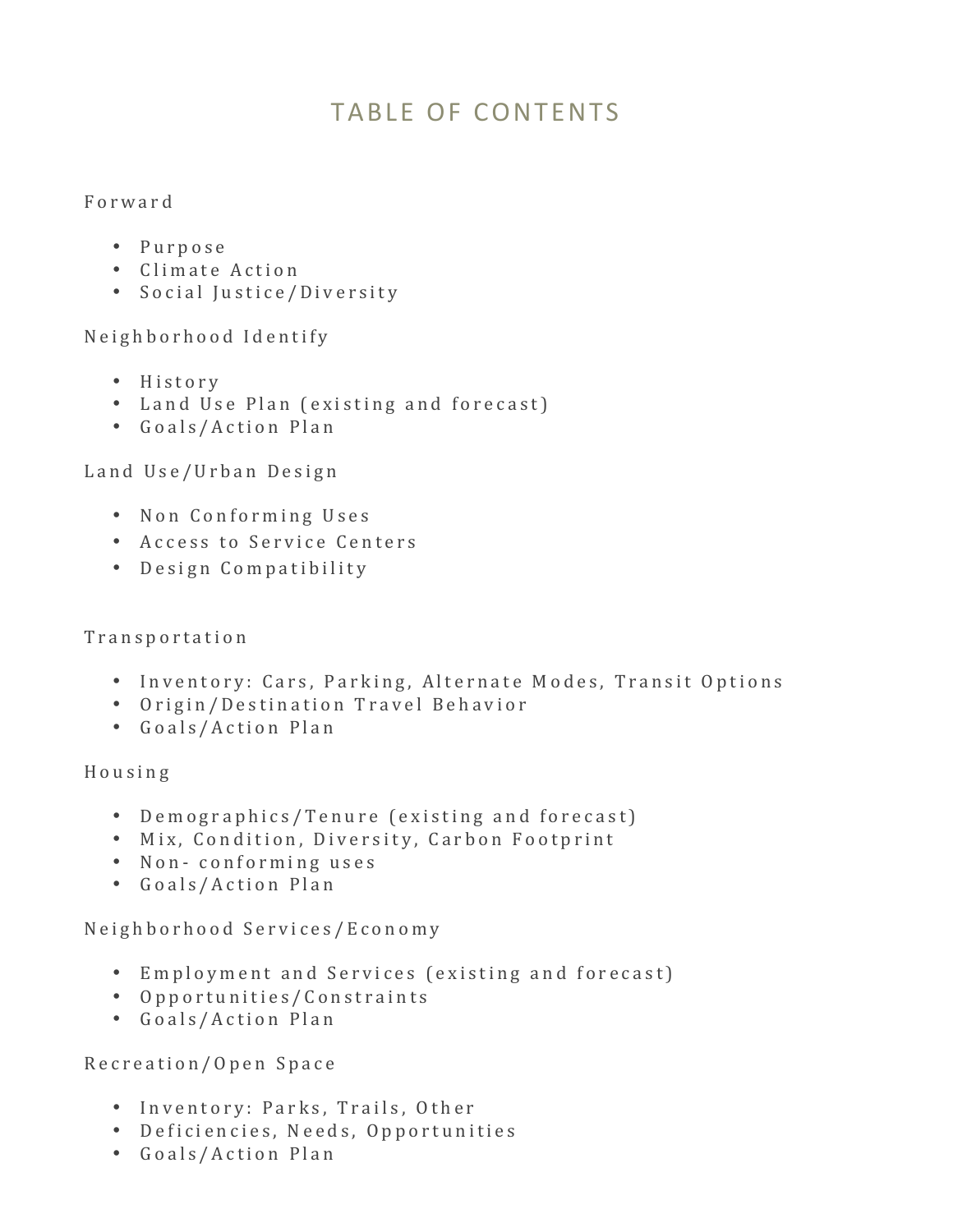# TABLE OF CONTENTS

Forward

- Purpose
- Climate Action
- Social Justice/Diversity

Neighborhood Identify

- History
- Land Use Plan (existing and forecast)
- Goals/Action Plan

Land Use/Urban Design

- Non Conforming Uses
- Access to Service Centers
- Design Compatibility

Transportation

- Inventory: Cars, Parking, Alternate Modes, Transit Options
- Origin/Destination Travel Behavior
- Goals/Action Plan

Housing

- Demographics/Tenure (existing and forecast)
- Mix, Condition, Diversity, Carbon Footprint
- Non- conforming uses
- Goals/Action Plan

Neighborhood Services/Economy

- Employment and Services (existing and forecast)
- Opportunities/Constraints
- Goals/Action Plan

Recreation/Open Space

- Inventory: Parks, Trails, Other
- Deficiencies, Needs, Opportunities
- Goals/Action Plan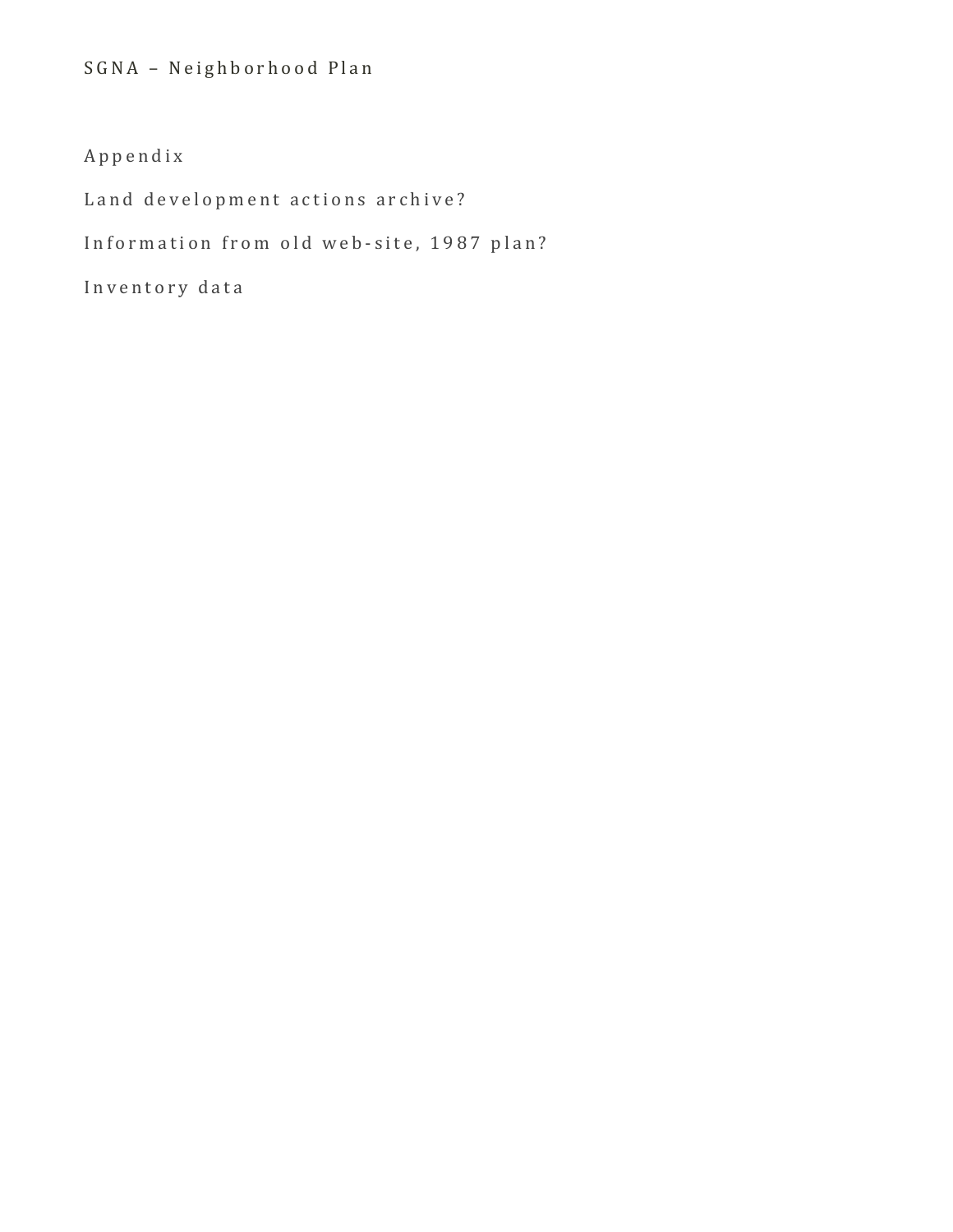## Appendix

Land development actions archive?

Information from old web-site, 1987 plan?

Inventory data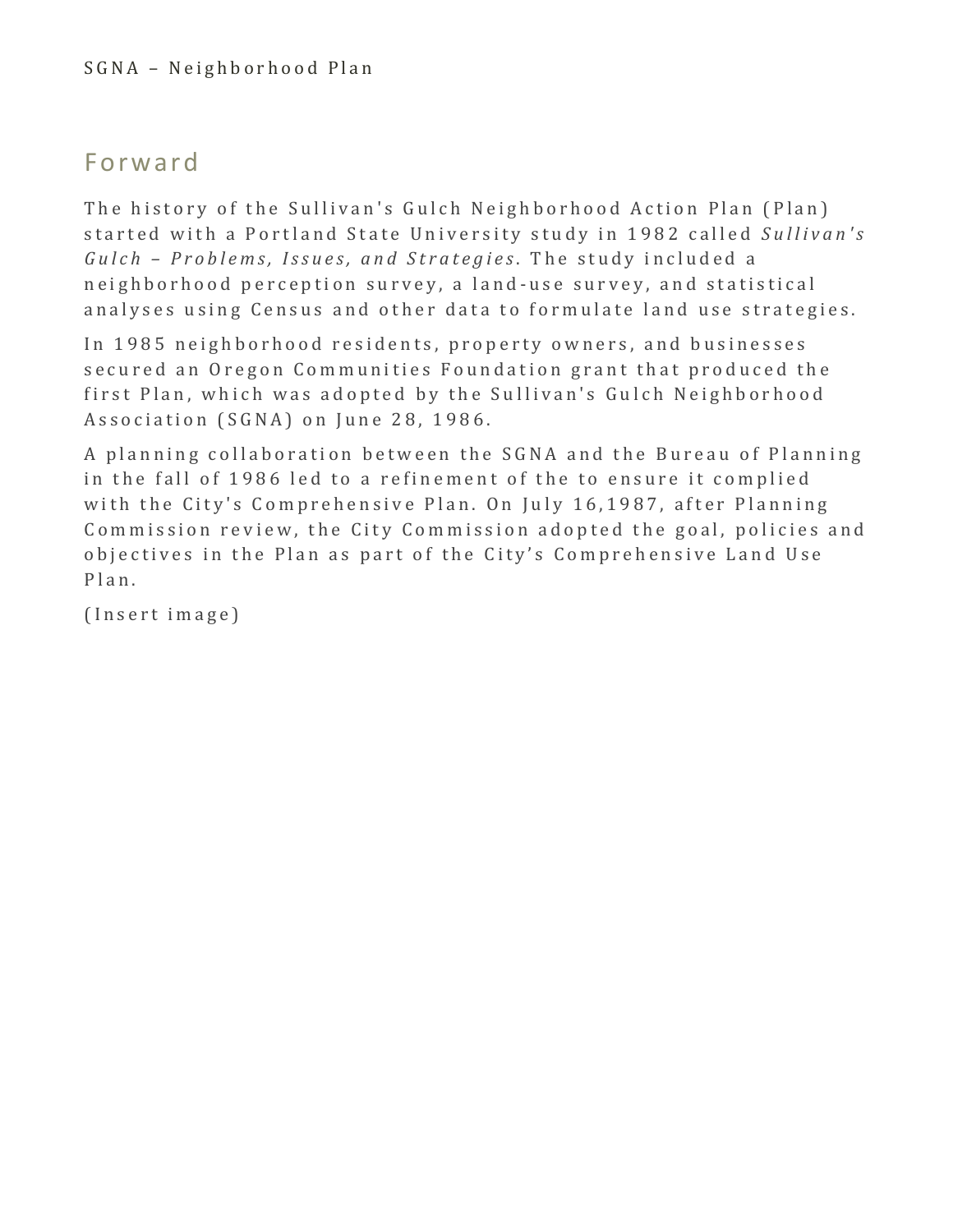## Forward

The history of the Sullivan's Gulch Neighborhood Action Plan (Plan) started with a Portland State University study in 1982 called *Sullivan's Gulch – Problems, Issues, and Strategies*. The study included a neighborhood perception survey, a land-use survey, and statistical analyses using Census and other data to formulate land use strategies.

In 1985 neighborhood residents, property owners, and businesses secured an Oregon Communities Foundation grant that produced the first Plan, which was adopted by the Sullivan's Gulch Neighborhood Association (SGNA) on June 28, 1986.

A planning collaboration between the SGNA and the Bureau of Planning in the fall of 1986 led to a refinement of the to ensure it complied with the City's Comprehensive Plan. On July 16,1987, after Planning Commission review, the City Commission adopted the goal, policies and objectives in the Plan as part of the City's Comprehensive Land Use Plan.

(Insert image)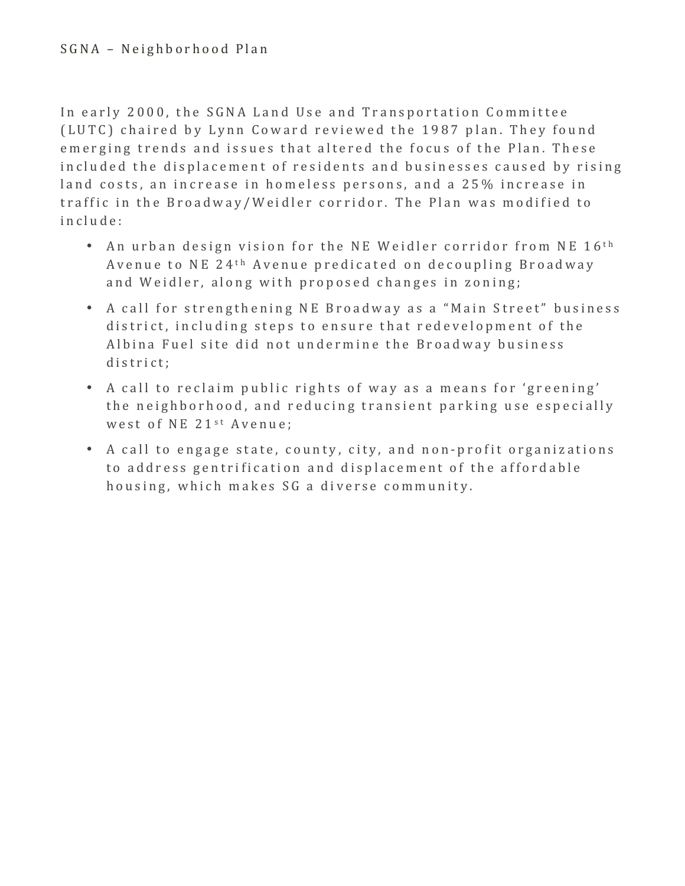In early 2000, the SGNA Land Use and Transportation Committee (LUTC) chaired by Lynn Coward reviewed the 1987 plan. They found emerging trends and issues that altered the focus of the Plan. These included the displacement of residents and businesses caused by rising land costs, an increase in homeless persons, and a 25% increase in traffic in the Broadway/Weidler corridor. The Plan was modified to include:

- An urban design vision for the NE Weidler corridor from NE 16th Avenue to NE 24th Avenue predicated on decoupling Broadway and Weidler, along with proposed changes in zoning;
- A call for strengthening NE Broadway as a "Main Street" business district, including steps to ensure that redevelopment of the Albina Fuel site did not undermine the Broadway business district;
- A call to reclaim public rights of way as a means for 'greening' the neighborhood, and reducing transient parking use especially west of NE 21st Avenue;
- A call to engage state, county, city, and non-profit organizations to address gentrification and displacement of the affordable housing, which makes SG a diverse community.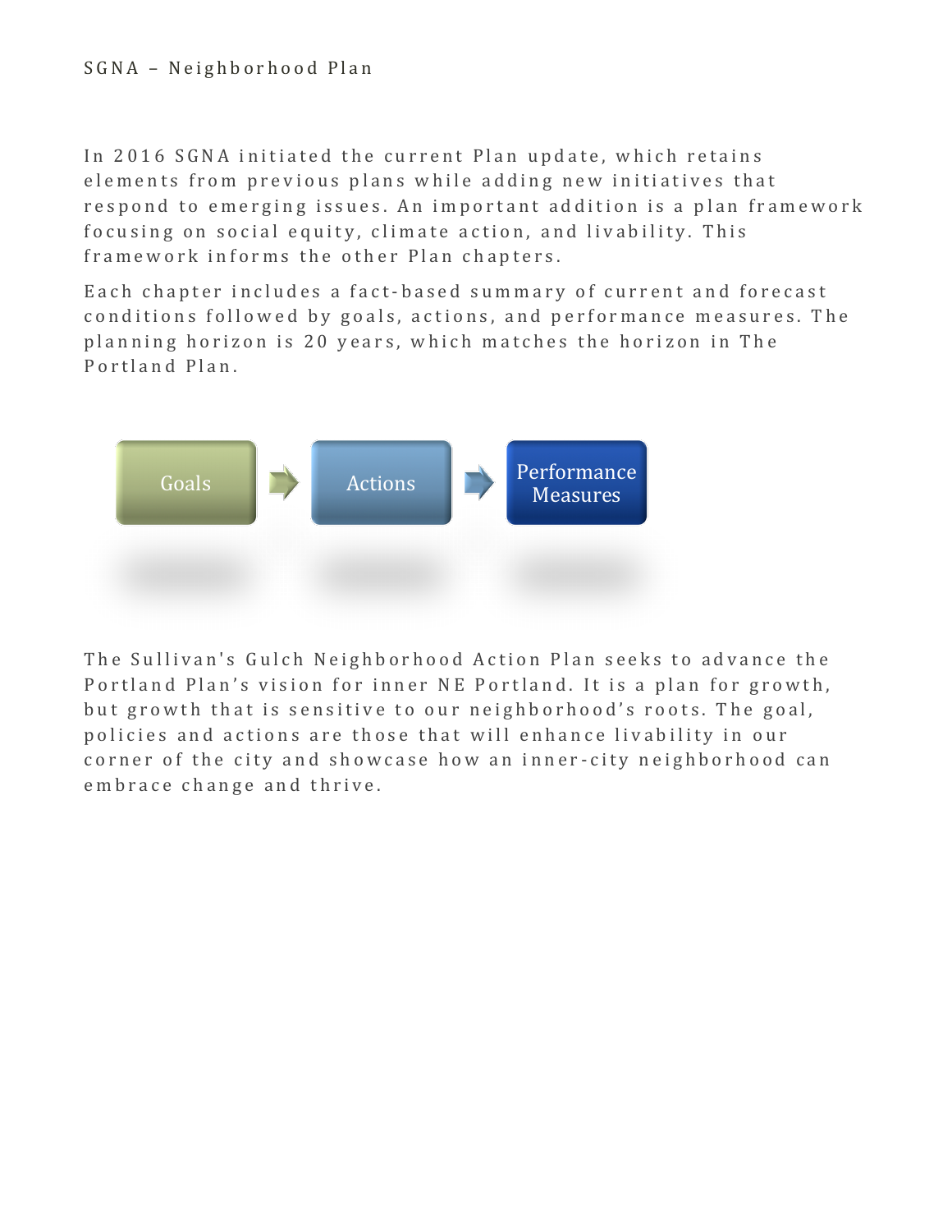In 2016 SGNA initiated the current Plan update, which retains elements from previous plans while adding new initiatives that respond to emerging issues. An important addition is a plan framework focusing on social equity, climate action, and livability. This framework informs the other Plan chapters.

Each chapter includes a fact-based summary of current and forecast conditions followed by goals, actions, and performance measures. The planning horizon is 20 years, which matches the horizon in The Portland Plan.

Goals → Actions → Performance Measures

The Sullivan's Gulch Neighborhood Action Plan seeks to advance the Portland Plan's vision for inner NE Portland. It is a plan for growth, but growth that is sensitive to our neighborhood's roots. The goal, policies and actions are those that will enhance livability in our corner of the city and showcase how an inner-city neighborhood can embrace change and thrive.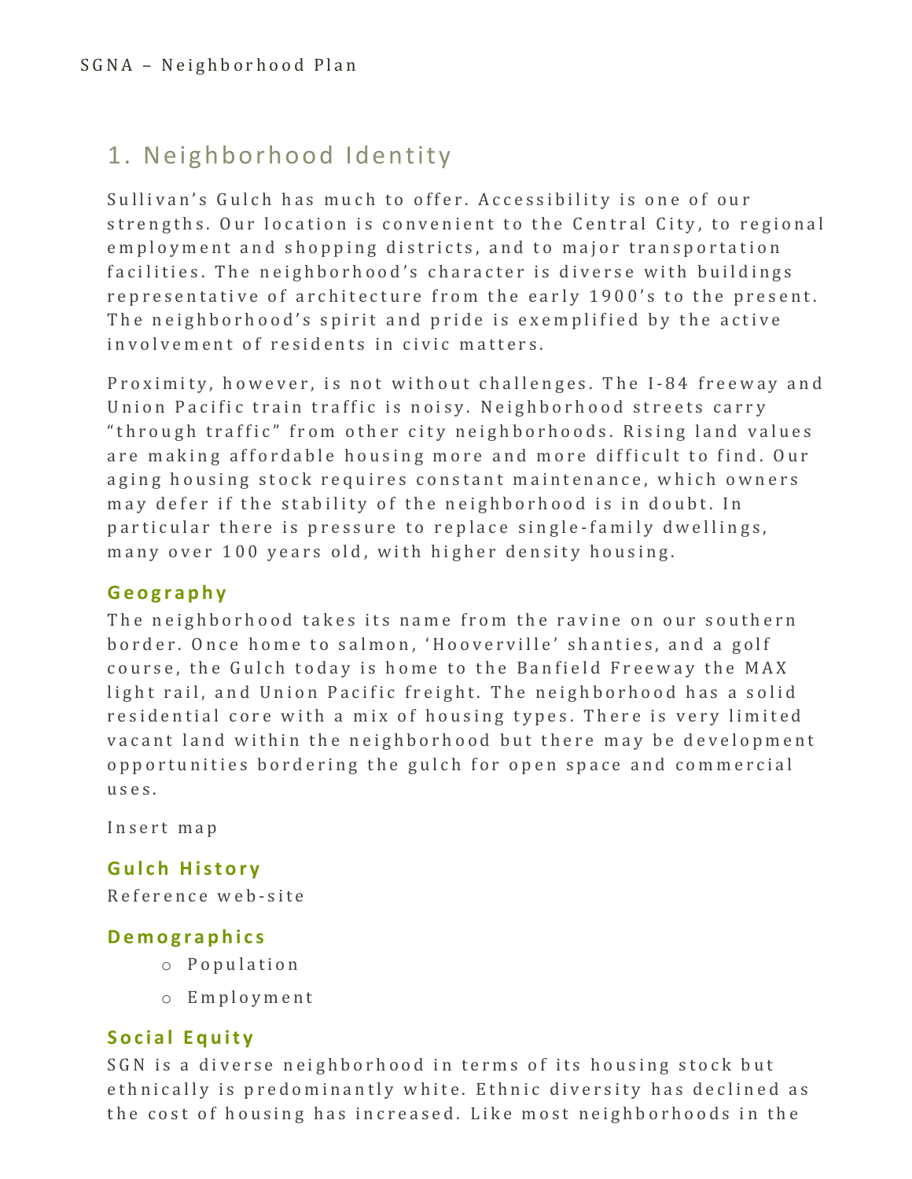## 1. Neighborhood Identity

Sullivan's Gulch has much to offer. Accessibility is one of our strengths. Our location is convenient to the Central City, to regional employment and shopping districts, and to major transportation facilities. The neighborhood's character is diverse with buildings representative of architecture from the early 1900's to the present. The neighborhood's spirit and pride is exemplified by the active involvement of residents in civic matters.

Proximity, however, is not without challenges. The I-84 freeway and Union Pacific train traffic is noisy. Neighborhood streets carry "through traffic" from other city neighborhoods. Rising land values are making affordable housing more and more difficult to find. Our aging housing stock requires constant maintenance, which owners may defer if the stability of the neighborhood is in doubt. In particular there is pressure to replace single-family dwellings, many over 100 years old, with higher density housing.

### Geography

The neighborhood takes its name from the ravine on our southern border. Once home to salmon, 'Hooverville' shanties, and a golf course, the Gulch today is home to the Banfield Freeway the MAX light rail, and Union Pacific freight. The neighborhood has a solid residential core with a mix of housing types. There is very limited vacant land within the neighborhood but there may be development opportunities bordering the gulch for open space and commercial uses.

Insert map

### Gulch History

Reference web-site

### Demographics

- Population
- Employment

### Social Equity

SGN is a diverse neighborhood in terms of its housing stock but ethnically is predominantly white. Ethnic diversity has declined as the cost of housing has increased. Like most neighborhoods in the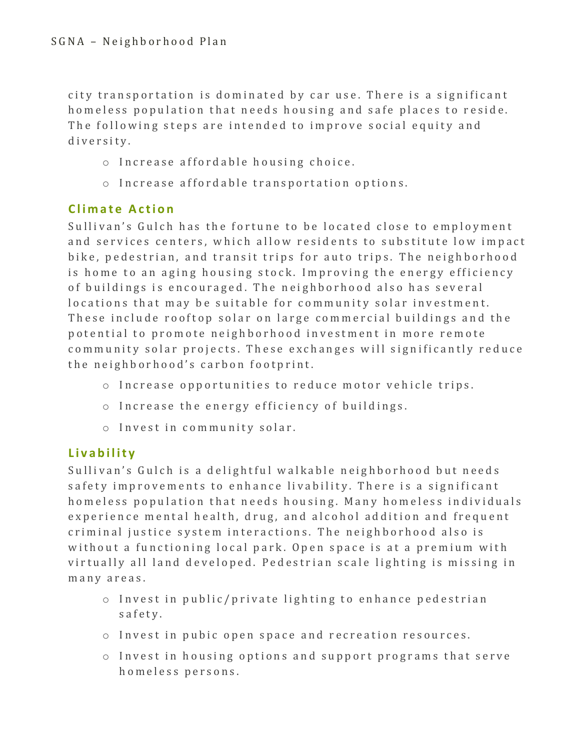city transportation is dominated by car use. There is a significant homeless population that needs housing and safe places to reside. The following steps are intended to improve social equity and diversity.

- Increase affordable housing choice.
- Increase affordable transportation options.

### Climate Action

Sullivan's Gulch has the fortune to be located close to employment and services centers, which allow residents to substitute low impact bike, pedestrian, and transit trips for auto trips. The neighborhood is home to an aging housing stock. Improving the energy efficiency of buildings is encouraged. The neighborhood also has several locations that may be suitable for community solar investment. These include rooftop solar on large commercial buildings and the potential to promote neighborhood investment in more remote community solar projects. These exchanges will significantly reduce the neighborhood's carbon footprint.

- Increase opportunities to reduce motor vehicle trips.
- Increase the energy efficiency of buildings.
- Invest in community solar.

### Livability

Sullivan's Gulch is a delightful walkable neighborhood but needs safety improvements to enhance livability. There is a significant homeless population that needs housing. Many homeless individuals experience mental health, drug, and alcohol addition and frequent criminal justice system interactions. The neighborhood also is without a functioning local park. Open space is at a premium with virtually all land developed. Pedestrian scale lighting is missing in many areas.

- Invest in public/private lighting to enhance pedestrian safety.
- Invest in pubic open space and recreation resources.
- Invest in housing options and support programs that serve homeless persons.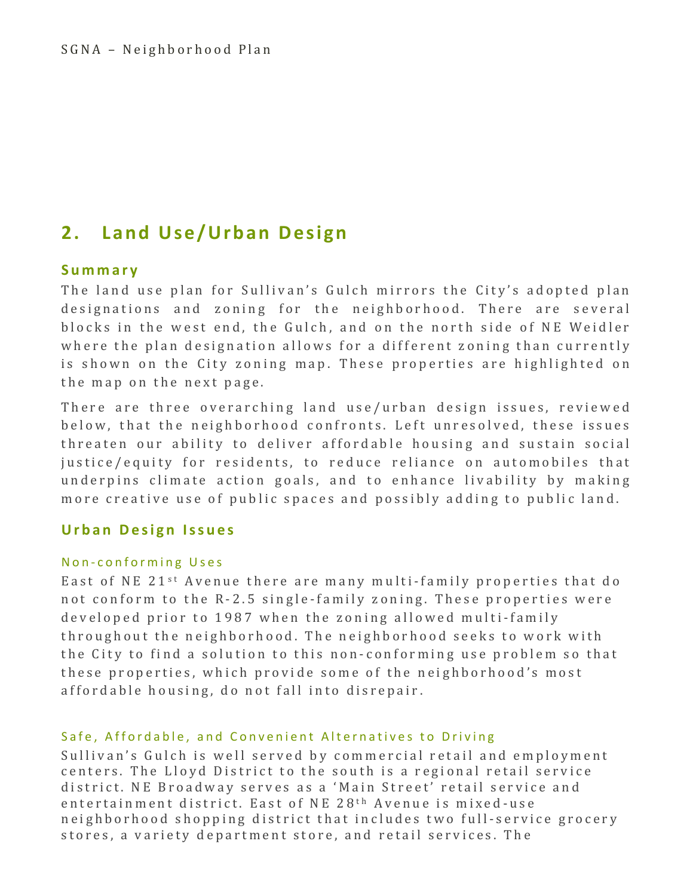## 2. Land Use/Urban Design

### Summary

The land use plan for Sullivan's Gulch mirrors the City's adopted plan designations and zoning for the neighborhood. There are several blocks in the west end, the Gulch, and on the north side of NE Weidler where the plan designation allows for a different zoning than currently is shown on the City zoning map. These properties are highlighted on the map on the next page.

There are three overarching land use/urban design issues, reviewed below, that the neighborhood confronts. Left unresolved, these issues threaten our ability to deliver affordable housing and sustain social justice/equity for residents, to reduce reliance on automobiles that underpins climate action goals, and to enhance livability by making more creative use of public spaces and possibly adding to public land.

### Urban Design Issues

#### Non-conforming Uses

East of NE 21st Avenue there are many multi-family properties that do not conform to the R-2.5 single-family zoning. These properties were developed prior to 1987 when the zoning allowed multi-family throughout the neighborhood. The neighborhood seeks to work with the City to find a solution to this non-conforming use problem so that these properties, which provide some of the neighborhood's most affordable housing, do not fall into disrepair.

#### Safe, Affordable, and Convenient Alternatives to Driving

Sullivan's Gulch is well served by commercial retail and employment centers. The Lloyd District to the south is a regional retail service district. NE Broadway serves as a 'Main Street' retail service and entertainment district. East of NE 28th Avenue is mixed-use neighborhood shopping district that includes two full-service grocery stores, a variety department store, and retail services. The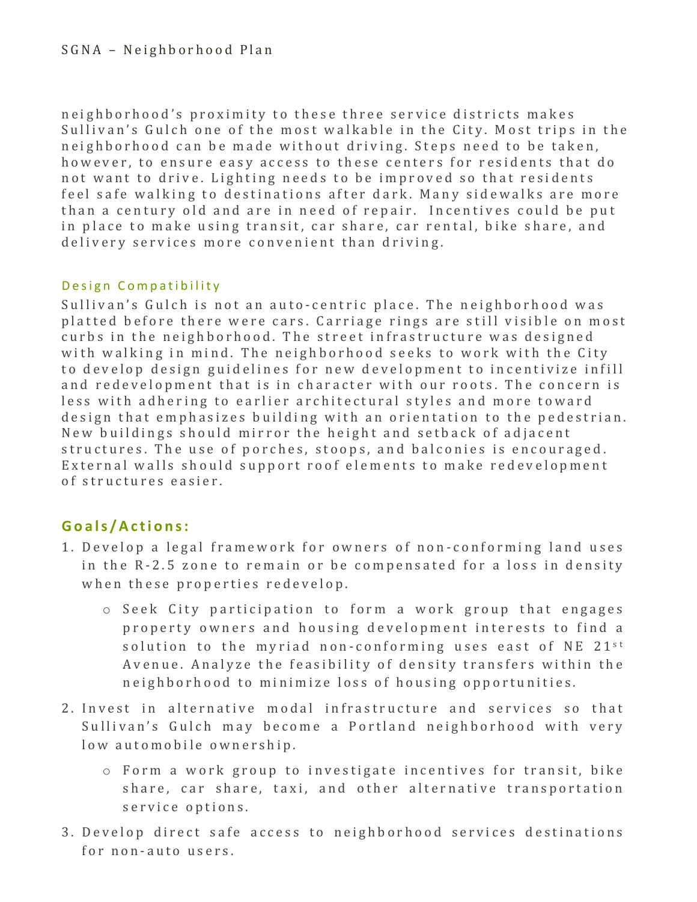neighborhood's proximity to these three service districts makes Sullivan's Gulch one of the most walkable in the City. Most trips in the neighborhood can be made without driving. Steps need to be taken, however, to ensure easy access to these centers for residents that do not want to drive. Lighting needs to be improved so that residents feel safe walking to destinations after dark. Many sidewalks are more than a century old and are in need of repair. Incentives could be put in place to make using transit, car share, car rental, bike share, and delivery services more convenient than driving.

### Design Compatibility

Sullivan's Gulch is not an auto-centric place. The neighborhood was platted before there were cars. Carriage rings are still visible on most curbs in the neighborhood. The street infrastructure was designed with walking in mind. The neighborhood seeks to work with the City to develop design guidelines for new development to incentivize infill and redevelopment that is in character with our roots. The concern is less with adhering to earlier architectural styles and more toward design that emphasizes building with an orientation to the pedestrian. New buildings should mirror the height and setback of adjacent structures. The use of porches, stoops, and balconies is encouraged. External walls should support roof elements to make redevelopment of structures easier.

## Goals/Actions:

1. Develop a legal framework for owners of non-conforming land uses in the R-2.5 zone to remain or be compensated for a loss in density when these properties redevelop.
   - Seek City participation to form a work group that engages property owners and housing development interests to find a solution to the myriad non-conforming uses east of NE 21st Avenue. Analyze the feasibility of density transfers within the neighborhood to minimize loss of housing opportunities.
2. Invest in alternative modal infrastructure and services so that Sullivan's Gulch may become a Portland neighborhood with very low automobile ownership.
   - Form a work group to investigate incentives for transit, bike share, car share, taxi, and other alternative transportation service options.
3. Develop direct safe access to neighborhood services destinations for non-auto users.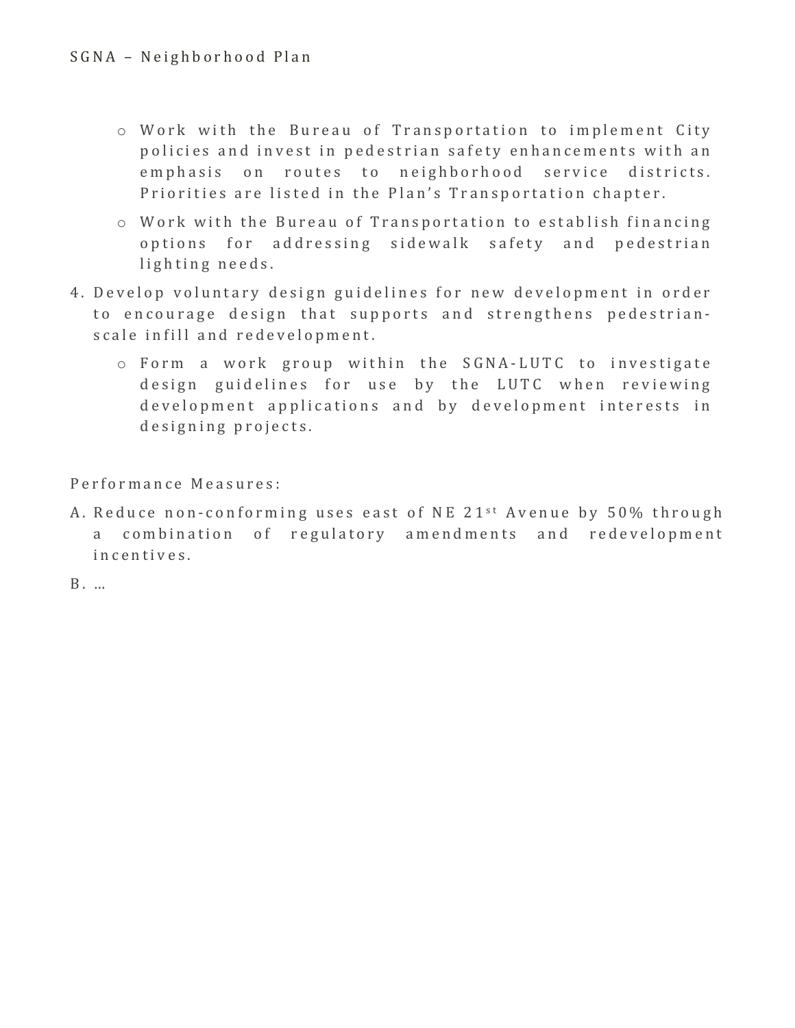- Work with the Bureau of Transportation to implement City policies and invest in pedestrian safety enhancements with an emphasis on routes to neighborhood service districts. Priorities are listed in the Plan's Transportation chapter.
  - Work with the Bureau of Transportation to establish financing options for addressing sidewalk safety and pedestrian lighting needs.

4. Develop voluntary design guidelines for new development in order to encourage design that supports and strengthens pedestrian-scale infill and redevelopment.
   - Form a work group within the SGNA-LUTC to investigate design guidelines for use by the LUTC when reviewing development applications and by development interests in designing projects.

Performance Measures:

A. Reduce non-conforming uses east of NE 21st Avenue by 50% through a combination of regulatory amendments and redevelopment incentives.

B. …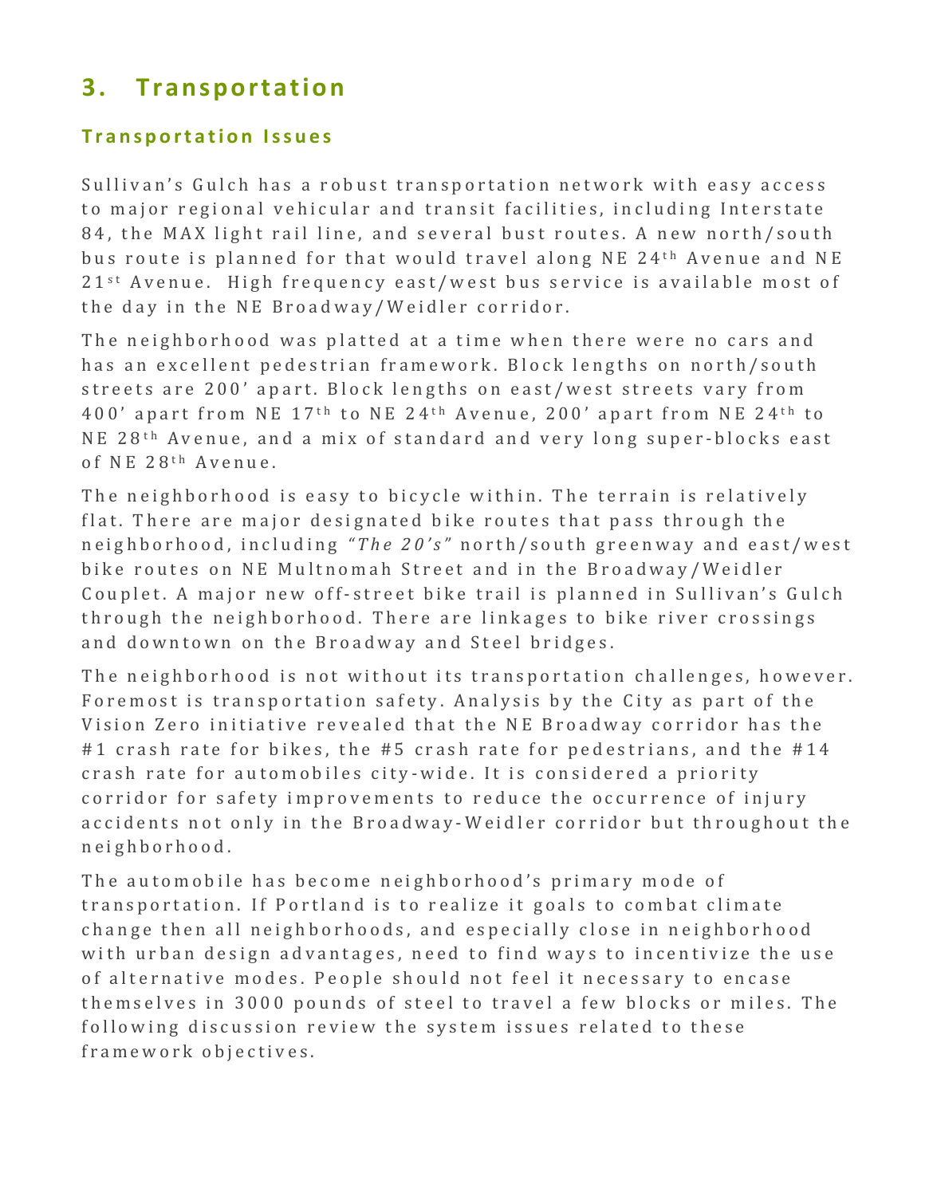## 3. Transportation

### Transportation Issues

Sullivan's Gulch has a robust transportation network with easy access to major regional vehicular and transit facilities, including Interstate 84, the MAX light rail line, and several bust routes. A new north/south bus route is planned for that would travel along NE 24th Avenue and NE 21st Avenue.  High frequency east/west bus service is available most of the day in the NE Broadway/Weidler corridor.

The neighborhood was platted at a time when there were no cars and has an excellent pedestrian framework. Block lengths on north/south streets are 200' apart. Block lengths on east/west streets vary from 400' apart from NE 17th to NE 24th Avenue, 200' apart from NE 24th to NE 28th Avenue, and a mix of standard and very long super-blocks east of NE 28th Avenue.

The neighborhood is easy to bicycle within. The terrain is relatively flat. There are major designated bike routes that pass through the neighborhood, including *"The 20's"* north/south greenway and east/west bike routes on NE Multnomah Street and in the Broadway/Weidler Couplet. A major new off-street bike trail is planned in Sullivan's Gulch through the neighborhood. There are linkages to bike river crossings and downtown on the Broadway and Steel bridges.

The neighborhood is not without its transportation challenges, however. Foremost is transportation safety. Analysis by the City as part of the Vision Zero initiative revealed that the NE Broadway corridor has the #1 crash rate for bikes, the #5 crash rate for pedestrians, and the #14 crash rate for automobiles city-wide. It is considered a priority corridor for safety improvements to reduce the occurrence of injury accidents not only in the Broadway-Weidler corridor but throughout the neighborhood.

The automobile has become neighborhood's primary mode of transportation. If Portland is to realize it goals to combat climate change then all neighborhoods, and especially close in neighborhood with urban design advantages, need to find ways to incentivize the use of alternative modes. People should not feel it necessary to encase themselves in 3000 pounds of steel to travel a few blocks or miles. The following discussion review the system issues related to these framework objectives.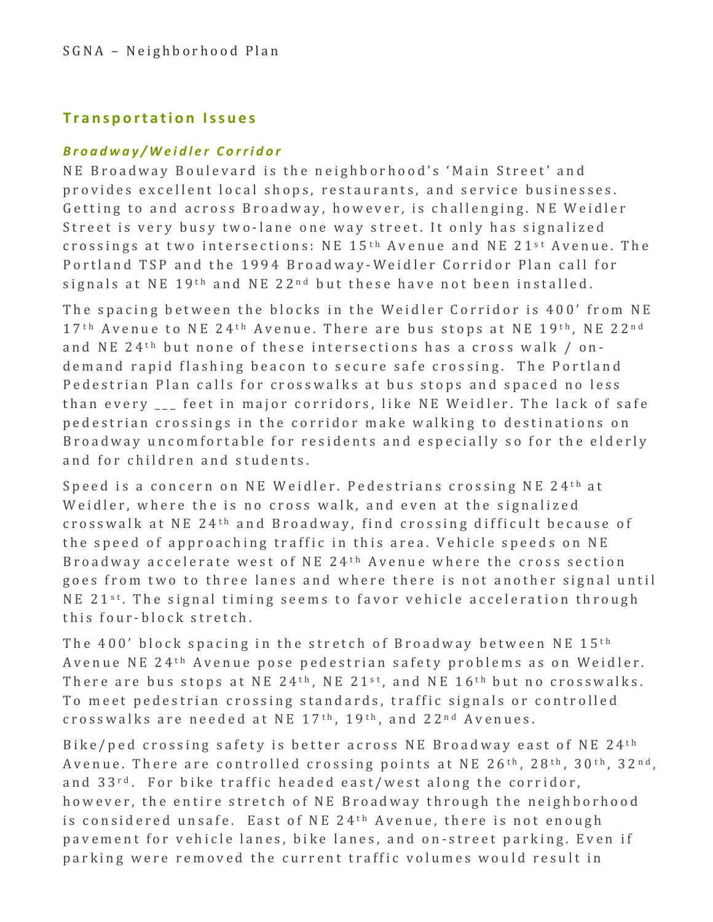## Transportation Issues

### *Broadway/Weidler Corridor*

NE Broadway Boulevard is the neighborhood's 'Main Street' and provides excellent local shops, restaurants, and service businesses. Getting to and across Broadway, however, is challenging. NE Weidler Street is very busy two-lane one way street. It only has signalized crossings at two intersections: NE 15th Avenue and NE 21st Avenue. The Portland TSP and the 1994 Broadway-Weidler Corridor Plan call for signals at NE 19th and NE 22nd but these have not been installed.

The spacing between the blocks in the Weidler Corridor is 400' from NE 17th Avenue to NE 24th Avenue. There are bus stops at NE 19th, NE 22nd and NE 24th but none of these intersections has a cross walk / on-demand rapid flashing beacon to secure safe crossing. The Portland Pedestrian Plan calls for crosswalks at bus stops and spaced no less than every ___ feet in major corridors, like NE Weidler. The lack of safe pedestrian crossings in the corridor make walking to destinations on Broadway uncomfortable for residents and especially so for the elderly and for children and students.

Speed is a concern on NE Weidler. Pedestrians crossing NE 24th at Weidler, where the is no cross walk, and even at the signalized crosswalk at NE 24th and Broadway, find crossing difficult because of the speed of approaching traffic in this area. Vehicle speeds on NE Broadway accelerate west of NE 24th Avenue where the cross section goes from two to three lanes and where there is not another signal until NE 21st. The signal timing seems to favor vehicle acceleration through this four-block stretch.

The 400' block spacing in the stretch of Broadway between NE 15th Avenue NE 24th Avenue pose pedestrian safety problems as on Weidler. There are bus stops at NE 24th, NE 21st, and NE 16th but no crosswalks. To meet pedestrian crossing standards, traffic signals or controlled crosswalks are needed at NE 17th, 19th, and 22nd Avenues.

Bike/ped crossing safety is better across NE Broadway east of NE 24th Avenue. There are controlled crossing points at NE 26th, 28th, 30th, 32nd, and 33rd. For bike traffic headed east/west along the corridor, however, the entire stretch of NE Broadway through the neighborhood is considered unsafe. East of NE 24th Avenue, there is not enough pavement for vehicle lanes, bike lanes, and on-street parking. Even if parking were removed the current traffic volumes would result in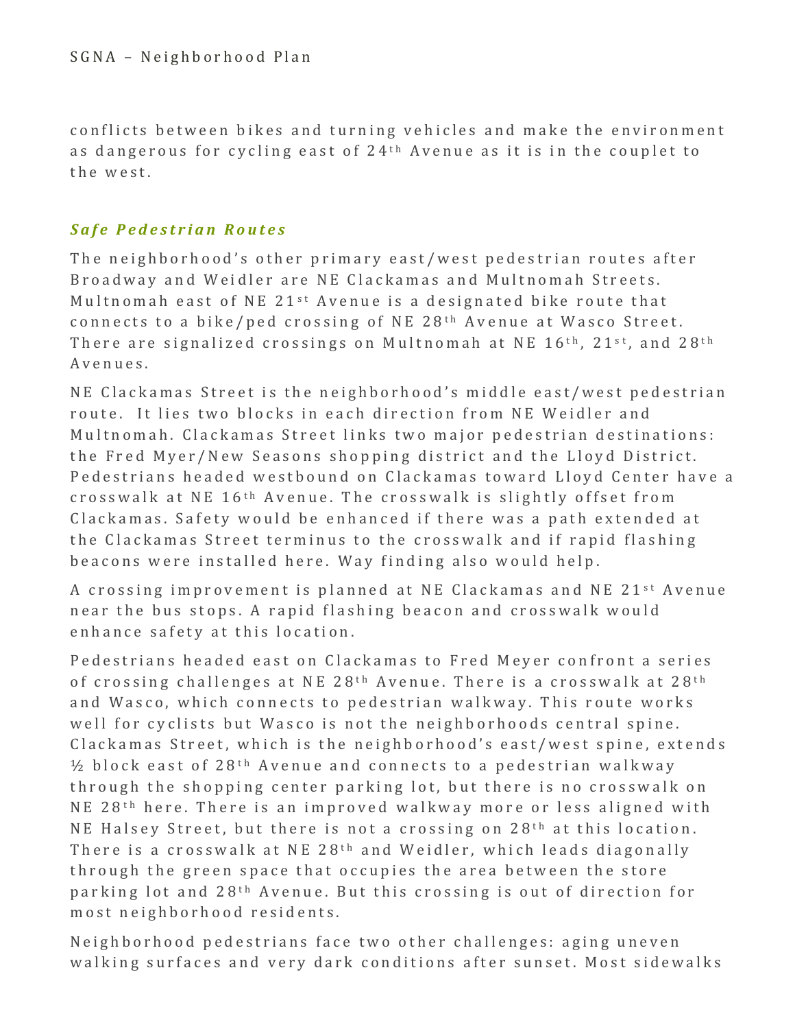conflicts between bikes and turning vehicles and make the environment as dangerous for cycling east of 24th Avenue as it is in the couplet to the west.

### *Safe Pedestrian Routes*

The neighborhood's other primary east/west pedestrian routes after Broadway and Weidler are NE Clackamas and Multnomah Streets. Multnomah east of NE 21st Avenue is a designated bike route that connects to a bike/ped crossing of NE 28th Avenue at Wasco Street. There are signalized crossings on Multnomah at NE 16th, 21st, and 28th Avenues.

NE Clackamas Street is the neighborhood's middle east/west pedestrian route. It lies two blocks in each direction from NE Weidler and Multnomah. Clackamas Street links two major pedestrian destinations: the Fred Myer/New Seasons shopping district and the Lloyd District. Pedestrians headed westbound on Clackamas toward Lloyd Center have a crosswalk at NE 16th Avenue. The crosswalk is slightly offset from Clackamas. Safety would be enhanced if there was a path extended at the Clackamas Street terminus to the crosswalk and if rapid flashing beacons were installed here. Way finding also would help.

A crossing improvement is planned at NE Clackamas and NE 21st Avenue near the bus stops. A rapid flashing beacon and crosswalk would enhance safety at this location.

Pedestrians headed east on Clackamas to Fred Meyer confront a series of crossing challenges at NE 28th Avenue. There is a crosswalk at 28th and Wasco, which connects to pedestrian walkway. This route works well for cyclists but Wasco is not the neighborhoods central spine. Clackamas Street, which is the neighborhood's east/west spine, extends ½ block east of 28th Avenue and connects to a pedestrian walkway through the shopping center parking lot, but there is no crosswalk on NE 28th here. There is an improved walkway more or less aligned with NE Halsey Street, but there is not a crossing on 28th at this location. There is a crosswalk at NE 28th and Weidler, which leads diagonally through the green space that occupies the area between the store parking lot and 28th Avenue. But this crossing is out of direction for most neighborhood residents.

Neighborhood pedestrians face two other challenges: aging uneven walking surfaces and very dark conditions after sunset. Most sidewalks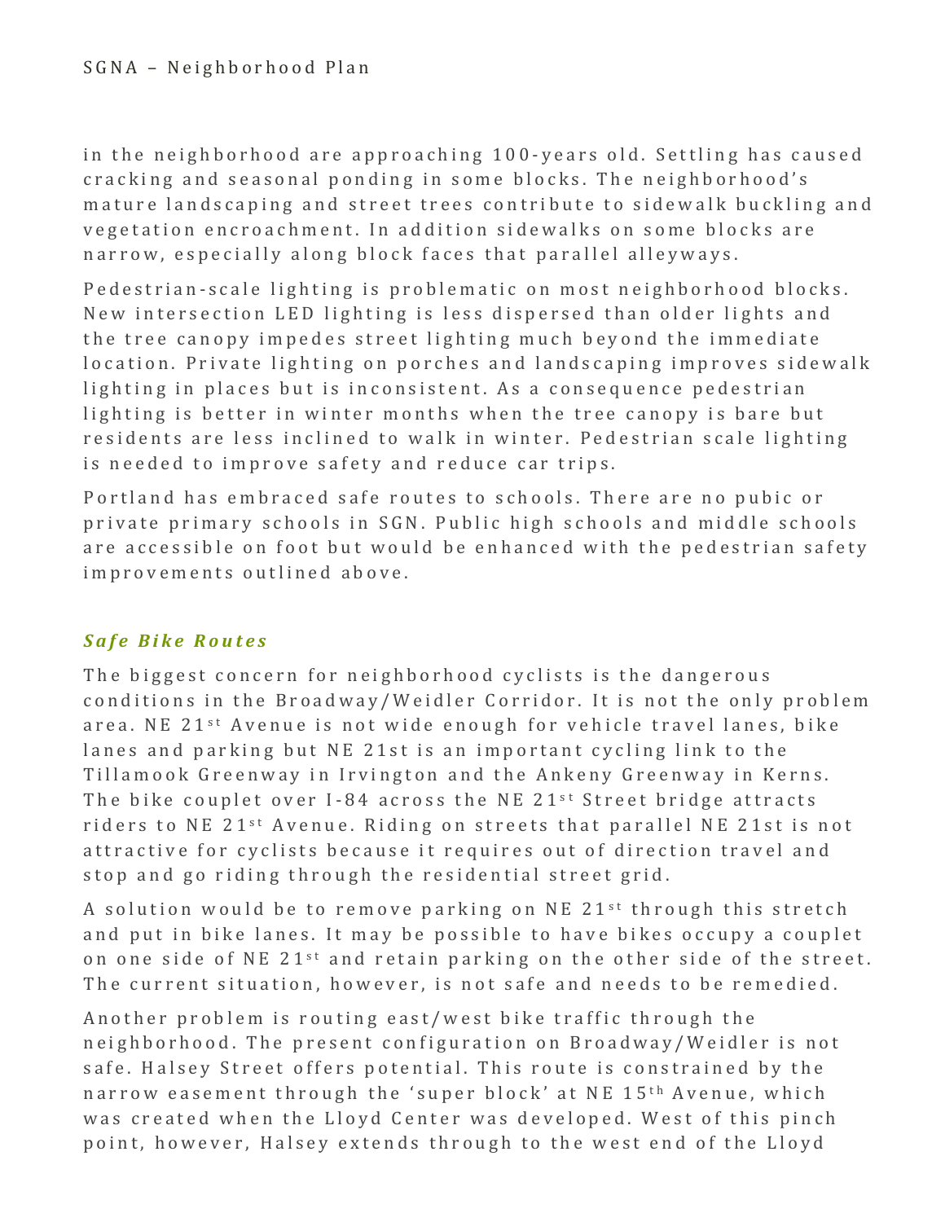in the neighborhood are approaching 100-years old. Settling has caused cracking and seasonal ponding in some blocks. The neighborhood's mature landscaping and street trees contribute to sidewalk buckling and vegetation encroachment. In addition sidewalks on some blocks are narrow, especially along block faces that parallel alleyways.

Pedestrian-scale lighting is problematic on most neighborhood blocks. New intersection LED lighting is less dispersed than older lights and the tree canopy impedes street lighting much beyond the immediate location. Private lighting on porches and landscaping improves sidewalk lighting in places but is inconsistent. As a consequence pedestrian lighting is better in winter months when the tree canopy is bare but residents are less inclined to walk in winter. Pedestrian scale lighting is needed to improve safety and reduce car trips.

Portland has embraced safe routes to schools. There are no pubic or private primary schools in SGN. Public high schools and middle schools are accessible on foot but would be enhanced with the pedestrian safety improvements outlined above.

### *Safe Bike Routes*

The biggest concern for neighborhood cyclists is the dangerous conditions in the Broadway/Weidler Corridor. It is not the only problem area. NE 21st Avenue is not wide enough for vehicle travel lanes, bike lanes and parking but NE 21st is an important cycling link to the Tillamook Greenway in Irvington and the Ankeny Greenway in Kerns. The bike couplet over I-84 across the NE 21st Street bridge attracts riders to NE 21st Avenue. Riding on streets that parallel NE 21st is not attractive for cyclists because it requires out of direction travel and stop and go riding through the residential street grid.

A solution would be to remove parking on NE 21st through this stretch and put in bike lanes. It may be possible to have bikes occupy a couplet on one side of NE 21st and retain parking on the other side of the street. The current situation, however, is not safe and needs to be remedied.

Another problem is routing east/west bike traffic through the neighborhood. The present configuration on Broadway/Weidler is not safe. Halsey Street offers potential. This route is constrained by the narrow easement through the 'super block' at NE 15th Avenue, which was created when the Lloyd Center was developed. West of this pinch point, however, Halsey extends through to the west end of the Lloyd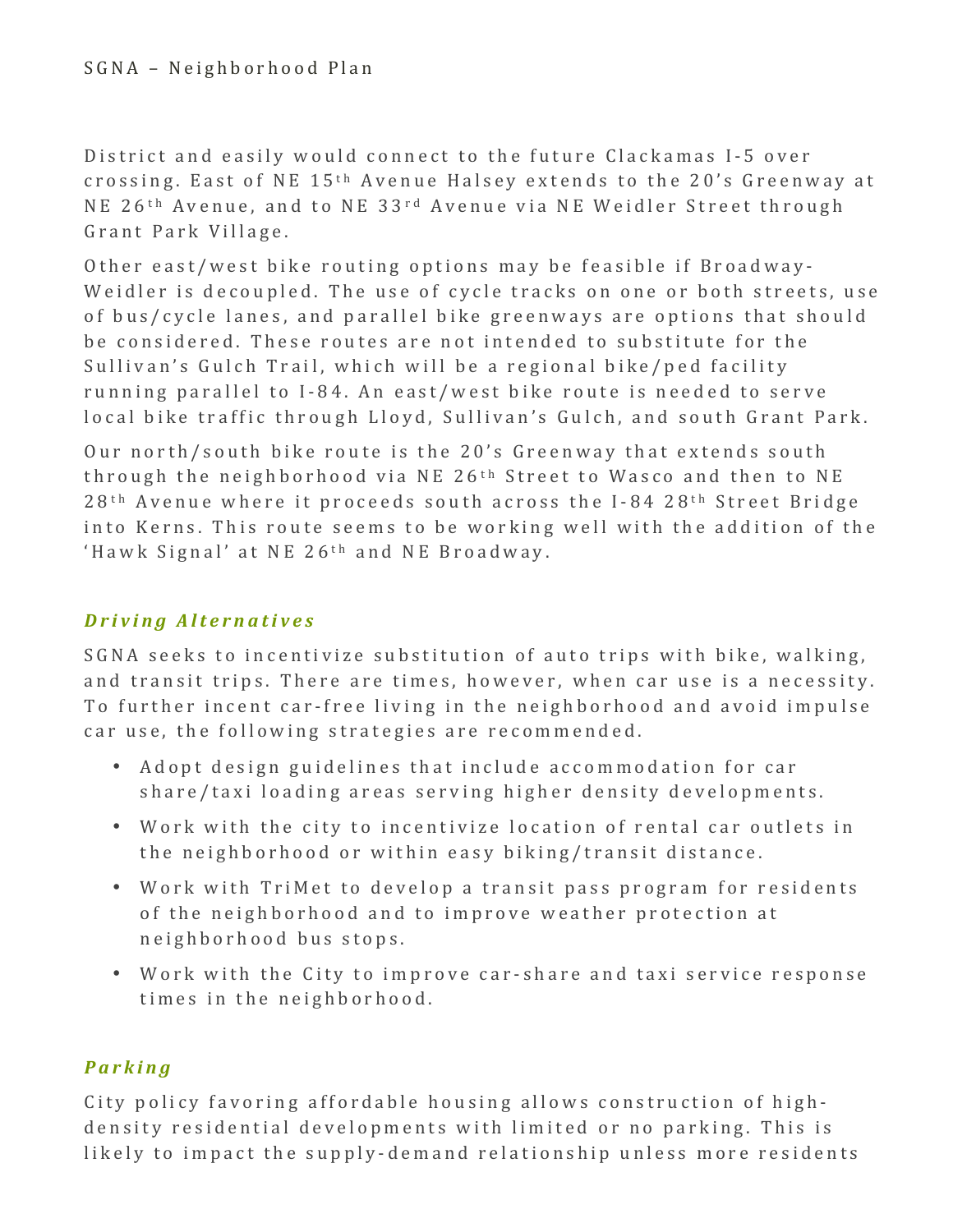District and easily would connect to the future Clackamas I-5 over crossing. East of NE 15th Avenue Halsey extends to the 20's Greenway at NE 26th Avenue, and to NE 33rd Avenue via NE Weidler Street through Grant Park Village.

Other east/west bike routing options may be feasible if Broadway-Weidler is decoupled. The use of cycle tracks on one or both streets, use of bus/cycle lanes, and parallel bike greenways are options that should be considered. These routes are not intended to substitute for the Sullivan's Gulch Trail, which will be a regional bike/ped facility running parallel to I-84. An east/west bike route is needed to serve local bike traffic through Lloyd, Sullivan's Gulch, and south Grant Park.

Our north/south bike route is the 20's Greenway that extends south through the neighborhood via NE 26th Street to Wasco and then to NE 28th Avenue where it proceeds south across the I-84 28th Street Bridge into Kerns. This route seems to be working well with the addition of the 'Hawk Signal' at NE 26th and NE Broadway.

### *Driving Alternatives*

SGNA seeks to incentivize substitution of auto trips with bike, walking, and transit trips. There are times, however, when car use is a necessity. To further incent car-free living in the neighborhood and avoid impulse car use, the following strategies are recommended.

- Adopt design guidelines that include accommodation for car share/taxi loading areas serving higher density developments.
- Work with the city to incentivize location of rental car outlets in the neighborhood or within easy biking/transit distance.
- Work with TriMet to develop a transit pass program for residents of the neighborhood and to improve weather protection at neighborhood bus stops.
- Work with the City to improve car-share and taxi service response times in the neighborhood.

### *Parking*

City policy favoring affordable housing allows construction of high-density residential developments with limited or no parking. This is likely to impact the supply-demand relationship unless more residents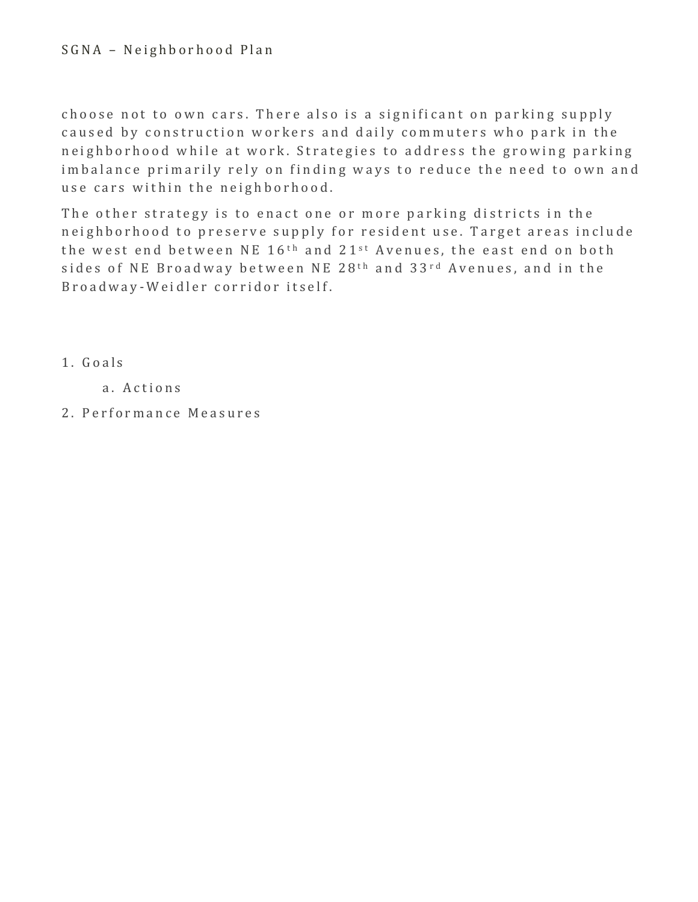choose not to own cars. There also is a significant on parking supply caused by construction workers and daily commuters who park in the neighborhood while at work. Strategies to address the growing parking imbalance primarily rely on finding ways to reduce the need to own and use cars within the neighborhood.

The other strategy is to enact one or more parking districts in the neighborhood to preserve supply for resident use. Target areas include the west end between NE 16th and 21st Avenues, the east end on both sides of NE Broadway between NE 28th and 33rd Avenues, and in the Broadway-Weidler corridor itself.

1. Goals
    a. Actions
2. Performance Measures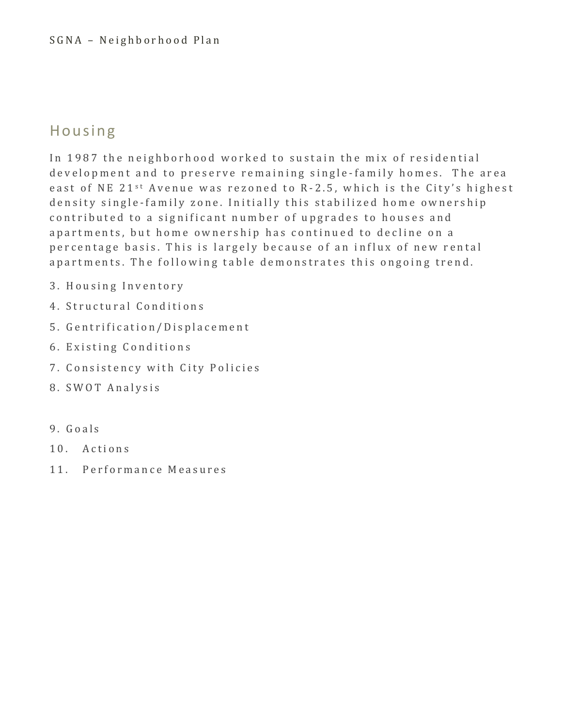## Housing

In 1987 the neighborhood worked to sustain the mix of residential development and to preserve remaining single-family homes. The area east of NE 21st Avenue was rezoned to R-2.5, which is the City's highest density single-family zone. Initially this stabilized home ownership contributed to a significant number of upgrades to houses and apartments, but home ownership has continued to decline on a percentage basis. This is largely because of an influx of new rental apartments. The following table demonstrates this ongoing trend.

3. Housing Inventory
4. Structural Conditions
5. Gentrification/Displacement
6. Existing Conditions
7. Consistency with City Policies
8. SWOT Analysis

9. Goals
10. Actions
11. Performance Measures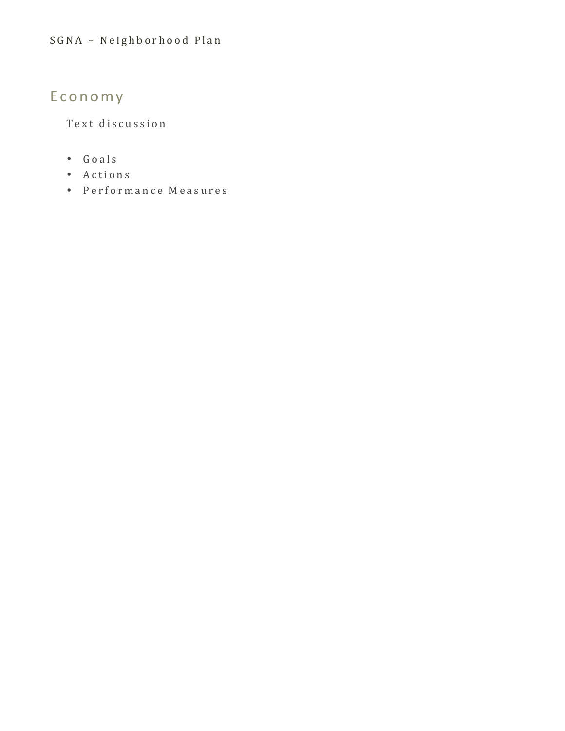# Economy

Text discussion

- Goals
- Actions
- Performance Measures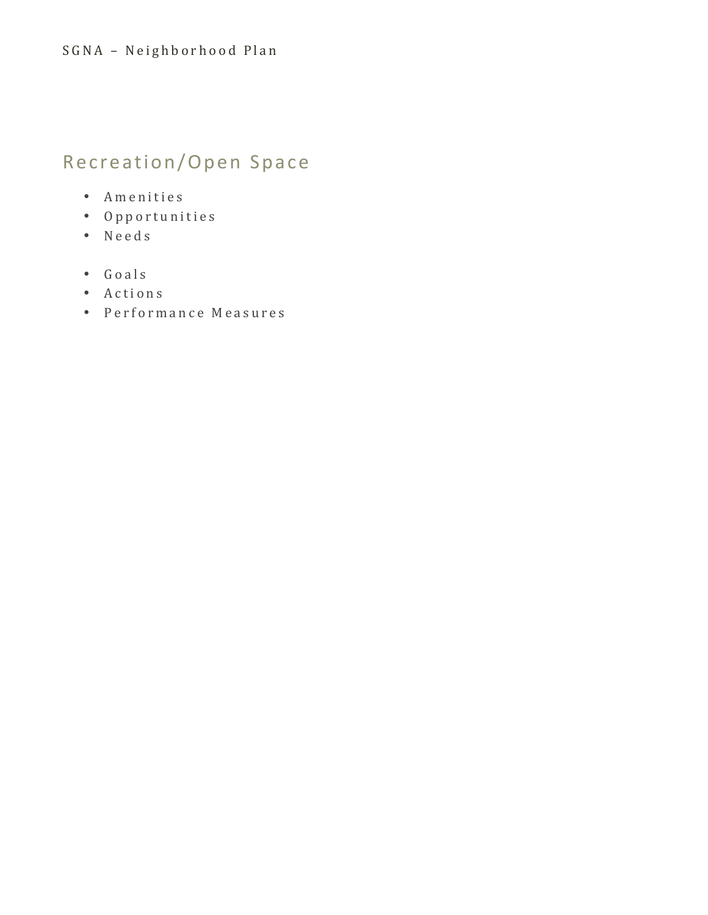## Recreation/Open Space

- Amenities
- Opportunities
- Needs

- Goals
- Actions
- Performance Measures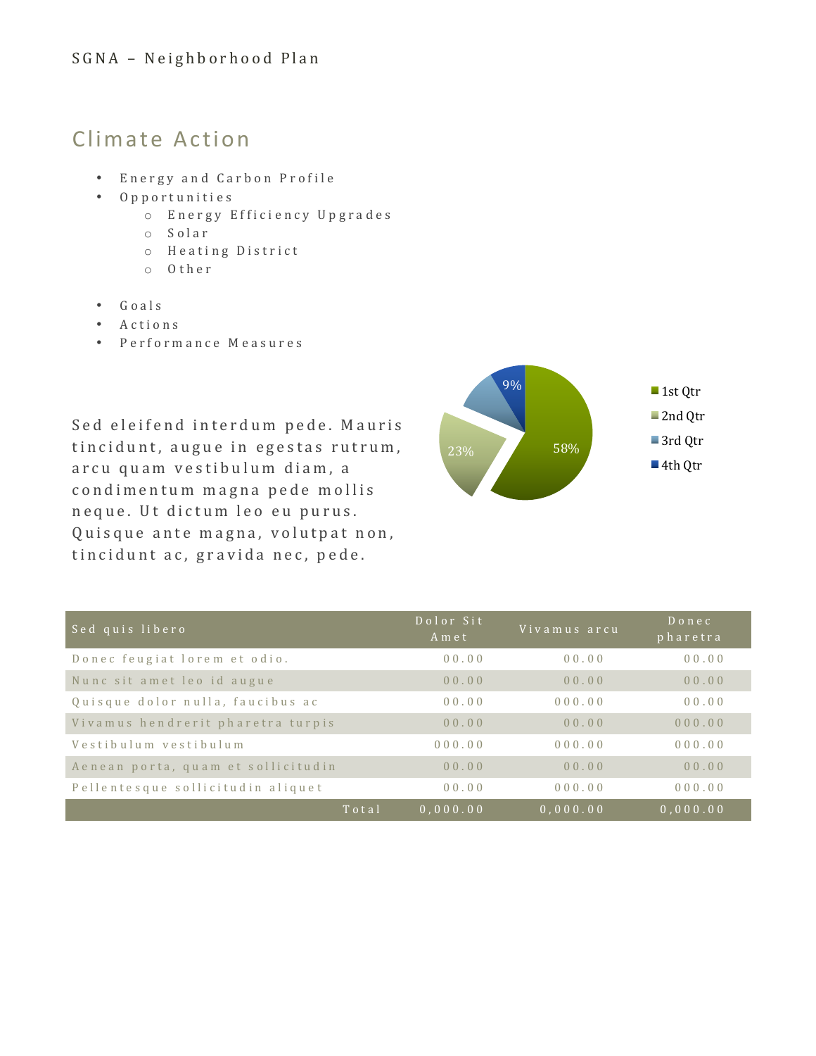## Climate Action

- Energy and Carbon Profile
- Opportunities
  - Energy Efficiency Upgrades
  - Solar
  - Heating District
  - Other

- Goals
- Actions
- Performance Measures

Sed eleifend interdum pede. Mauris tincidunt, augue in egestas rutrum, arcu quam vestibulum diam, a condimentum magna pede mollis neque. Ut dictum leo eu purus. Quisque ante magna, volutpat non, tincidunt ac, gravida nec, pede.

| Sed quis libero | Dolor Sit Amet | Vivamus arcu | Donec pharetra |
|---|---|---|---|
| Donec feugiat lorem et odio. | 00.00 | 00.00 | 00.00 |
| Nunc sit amet leo id augue | 00.00 | 00.00 | 00.00 |
| Quisque dolor nulla, faucibus ac | 00.00 | 000.00 | 00.00 |
| Vivamus hendrerit pharetra turpis | 00.00 | 00.00 | 000.00 |
| Vestibulum vestibulum | 000.00 | 000.00 | 000.00 |
| Aenean porta, quam et sollicitudin | 00.00 | 00.00 | 00.00 |
| Pellentesque sollicitudin aliquet | 00.00 | 000.00 | 000.00 |
| Total | 0,000.00 | 0,000.00 | 0,000.00 |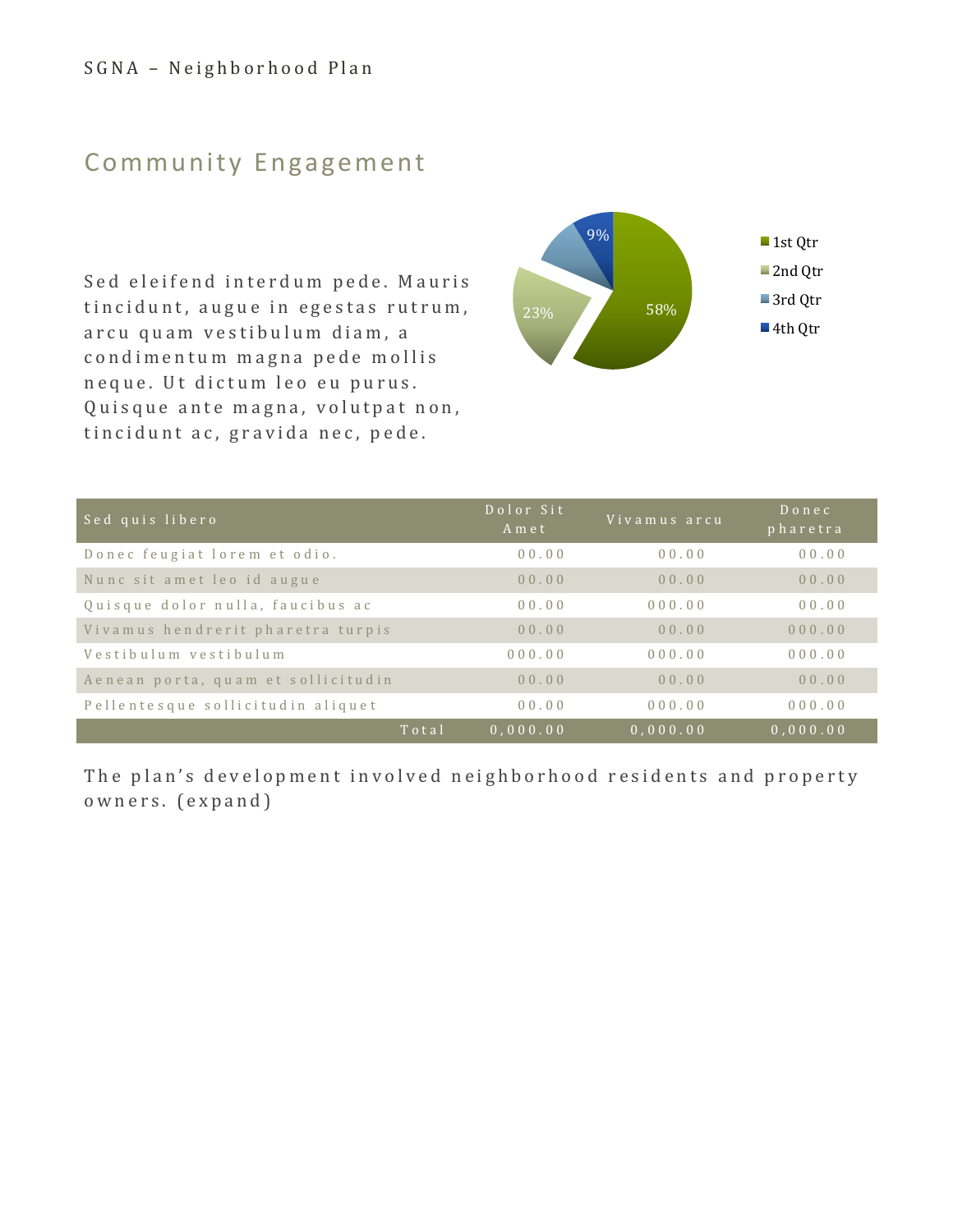## Community Engagement

Sed eleifend interdum pede. Mauris tincidunt, augue in egestas rutrum, arcu quam vestibulum diam, a condimentum magna pede mollis neque. Ut dictum leo eu purus. Quisque ante magna, volutpat non, tincidunt ac, gravida nec, pede.

9%
23%
58%
1st Qtr
2nd Qtr
3rd Qtr
4th Qtr

| Sed quis libero | Dolor Sit Amet | Vivamus arcu | Donec pharetra |
|---|---|---|---|
| Donec feugiat lorem et odio. | 00.00 | 00.00 | 00.00 |
| Nunc sit amet leo id augue | 00.00 | 00.00 | 00.00 |
| Quisque dolor nulla, faucibus ac | 00.00 | 000.00 | 00.00 |
| Vivamus hendrerit pharetra turpis | 00.00 | 00.00 | 000.00 |
| Vestibulum vestibulum | 000.00 | 000.00 | 000.00 |
| Aenean porta, quam et sollicitudin | 00.00 | 00.00 | 00.00 |
| Pellentesque sollicitudin aliquet | 00.00 | 000.00 | 000.00 |
| Total | 0,000.00 | 0,000.00 | 0,000.00 |

The plan's development involved neighborhood residents and property owners. (expand)